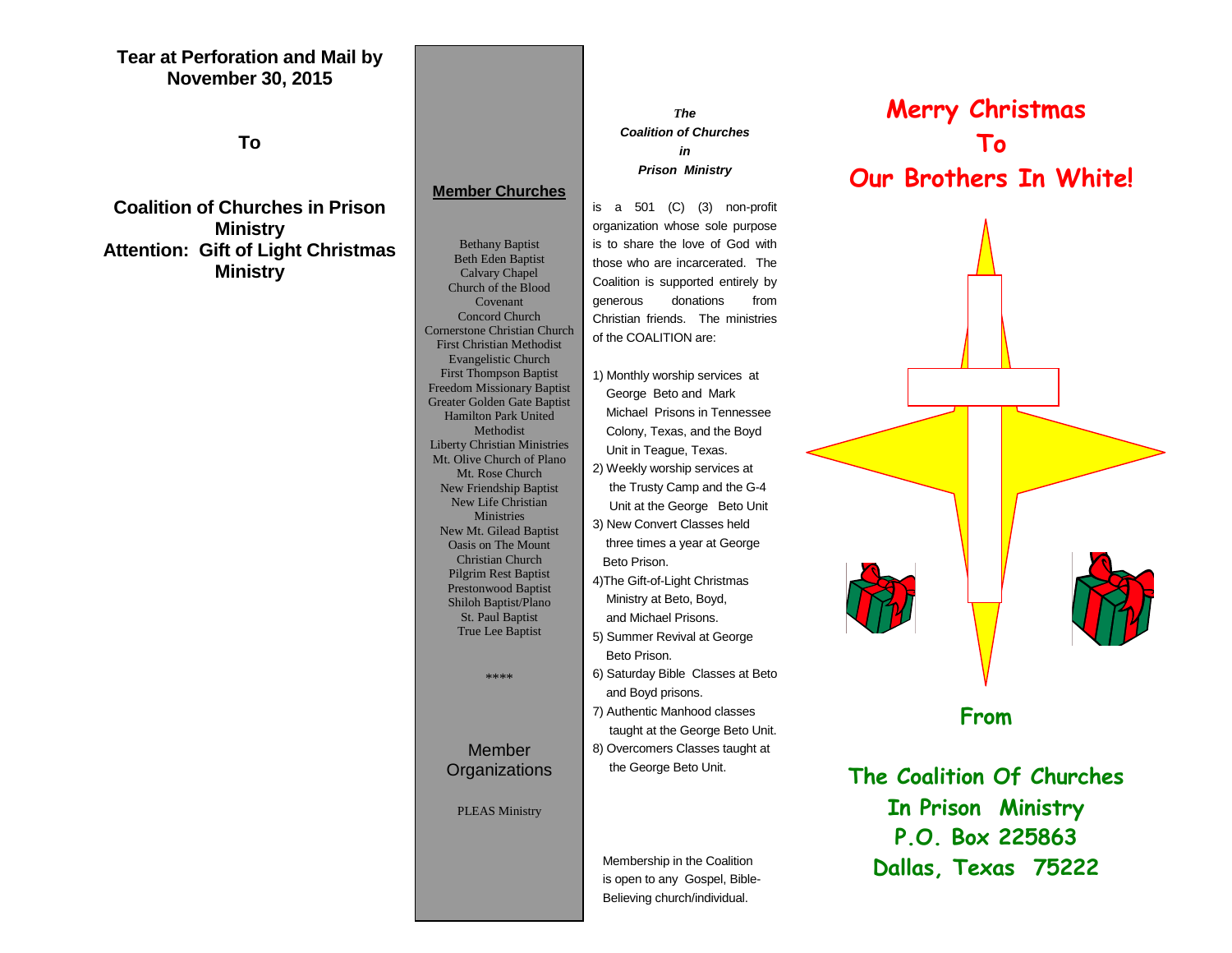**Tear at Perforation and Mail by November 30, 2015**

**To**

**Coalition of Churches in Prison Ministry**
**Attention: Gift of Light Christmas Ministry**

## Member Churches

Bethany Baptist
Beth Eden Baptist
Calvary Chapel
Church of the Blood Covenant
Concord Church
Cornerstone Christian Church
First Christian Methodist Evangelistic Church
First Thompson Baptist
Freedom Missionary Baptist
Greater Golden Gate Baptist
Hamilton Park United Methodist
Liberty Christian Ministries
Mt. Olive Church of Plano
Mt. Rose Church
New Friendship Baptist
New Life Christian Ministries
New Mt. Gilead Baptist
Oasis on The Mount Christian Church
Pilgrim Rest Baptist
Prestonwood Baptist
Shiloh Baptist/Plano
St. Paul Baptist
True Lee Baptist

****

Member Organizations

PLEAS Ministry

***The Coalition of Churches in Prison Ministry***

is a 501 (C) (3) non-profit organization whose sole purpose is to share the love of God with those who are incarcerated. The Coalition is supported entirely by generous donations from Christian friends. The ministries of the COALITION are:

1) Monthly worship services at George Beto and Mark Michael Prisons in Tennessee Colony, Texas, and the Boyd Unit in Teague, Texas.
2) Weekly worship services at the Trusty Camp and the G-4 Unit at the George Beto Unit
3) New Convert Classes held three times a year at George Beto Prison.
4) The Gift-of-Light Christmas Ministry at Beto, Boyd, and Michael Prisons.
5) Summer Revival at George Beto Prison.
6) Saturday Bible Classes at Beto and Boyd prisons.
7) Authentic Manhood classes taught at the George Beto Unit.
8) Overcomers Classes taught at the George Beto Unit.

Membership in the Coalition is open to any Gospel, Bible-Believing church/individual.

# Merry Christmas To Our Brothers In White!

**From**

**The Coalition Of Churches In Prison Ministry**
**P.O. Box 225863**
**Dallas, Texas 75222**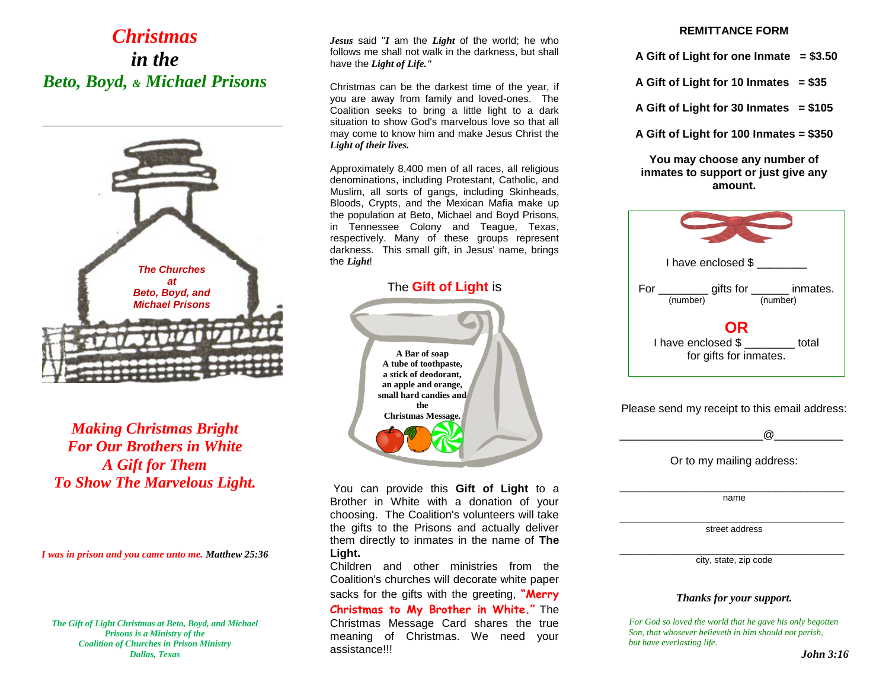# *Christmas*
# *in the*
# *Beto, Boyd, & Michael Prisons*

---

*The Churches at Beto, Boyd, and Michael Prisons*

## *Making Christmas Bright For Our Brothers in White A Gift for Them To Show The Marvelous Light.*

*I was in prison and you came unto me.* ***Matthew 25:36***

*The Gift of Light Christmas at Beto, Boyd, and Michael Prisons is a Ministry of the Coalition of Churches in Prison Ministry Dallas, Texas*

***Jesus*** said "***I*** am the ***Light*** of the world; he who follows me shall not walk in the darkness, but shall have the ***Light of Life.***"

Christmas can be the darkest time of the year, if you are away from family and loved-ones. The Coalition seeks to bring a little light to a dark situation to show God's marvelous love so that all may come to know him and make Jesus Christ the ***Light of their lives.***

Approximately 8,400 men of all races, all religious denominations, including Protestant, Catholic, and Muslim, all sorts of gangs, including Skinheads, Bloods, Crypts, and the Mexican Mafia make up the population at Beto, Michael and Boyd Prisons, in Tennessee Colony and Teague, Texas, respectively. Many of these groups represent darkness. This small gift, in Jesus' name, brings the ***Light***!

The **Gift of Light** is

**A Bar of soap**
**A tube of toothpaste,**
**a stick of deodorant,**
**an apple and orange,**
**small hard candies and the**
**Christmas Message.**

You can provide this **Gift of Light** to a Brother in White with a donation of your choosing. The Coalition's volunteers will take the gifts to the Prisons and actually deliver them directly to inmates in the name of **The Light.**

Children and other ministries from the Coalition's churches will decorate white paper sacks for the gifts with the greeting, **"Merry Christmas to My Brother in White."** The Christmas Message Card shares the true meaning of Christmas. We need your assistance!!!

## REMITTANCE FORM

**A Gift of Light for one Inmate = $3.50**

**A Gift of Light for 10 Inmates = $35**

**A Gift of Light for 30 Inmates = $105**

**A Gift of Light for 100 Inmates = $350**

**You may choose any number of inmates to support or just give any amount.**

I have enclosed $ ________

For ________ gifts for ______ inmates.
(number) (number)

**OR**

I have enclosed $ ________ total for gifts for inmates.

Please send my receipt to this email address:

______________________@___________

Or to my mailing address:

______________________________________
name

______________________________________
street address

______________________________________
city, state, zip code

***Thanks for your support.***

*For God so loved the world that he gave his only begotten Son, that whosoever believeth in him should not perish, but have everlasting life.*

***John 3:16***